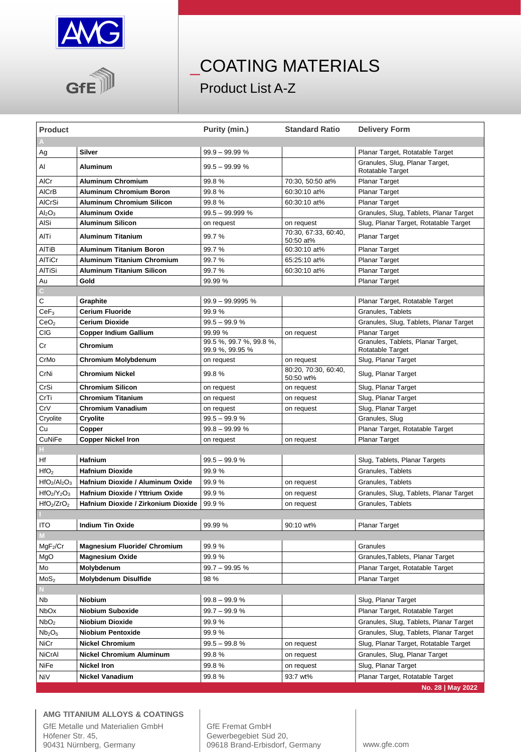# _COATING MATERIALS

## Product List A-Z

| Product | | Purity (min.) | Standard Ratio | Delivery Form |
|---|---|---|---|---|
| **A** | | | | |
| Ag | **Silver** | 99.9 – 99.99 % | | Planar Target, Rotatable Target |
| Al | **Aluminum** | 99.5 – 99.99 % | | Granules, Slug, Planar Target, Rotatable Target |
| AlCr | **Aluminum Chromium** | 99.8 % | 70:30, 50:50 at% | Planar Target |
| AlCrB | **Aluminum Chromium Boron** | 99.8 % | 60:30:10 at% | Planar Target |
| AlCrSi | **Aluminum Chromium Silicon** | 99.8 % | 60:30:10 at% | Planar Target |
| $Al_2O_3$ | **Aluminum Oxide** | 99.5 – 99.999 % | | Granules, Slug, Tablets, Planar Target |
| AlSi | **Aluminum Silicon** | on request | on request | Slug, Planar Target, Rotatable Target |
| AlTi | **Aluminum Titanium** | 99.7 % | 70:30, 67:33, 60:40, 50:50 at% | Planar Target |
| AlTiB | **Aluminum Titanium Boron** | 99.7 % | 60:30:10 at% | Planar Target |
| AlTiCr | **Aluminum Titanium Chromium** | 99.7 % | 65:25:10 at% | Planar Target |
| AlTiSi | **Aluminum Titanium Silicon** | 99.7 % | 60:30:10 at% | Planar Target |
| Au | **Gold** | 99.99 % | | Planar Target |
| **C** | | | | |
| C | **Graphite** | 99.9 – 99.9995 % | | Planar Target, Rotatable Target |
| $CeF_3$ | **Cerium Fluoride** | 99.9 % | | Granules, Tablets |
| $CeO_2$ | **Cerium Dioxide** | 99.5 – 99.9 % | | Granules, Slug, Tablets, Planar Target |
| CIG | **Copper Indium Gallium** | 99.99 % | on request | Planar Target |
| Cr | **Chromium** | 99.5 %, 99.7 %, 99.8 %, 99.9 %, 99.95 % | | Granules, Tablets, Planar Target, Rotatable Target |
| CrMo | **Chromium Molybdenum** | on request | on request | Slug, Planar Target |
| CrNi | **Chromium Nickel** | 99.8 % | 80:20, 70:30, 60:40, 50:50 wt% | Slug, Planar Target |
| CrSi | **Chromium Silicon** | on request | on request | Slug, Planar Target |
| CrTi | **Chromium Titanium** | on request | on request | Slug, Planar Target |
| CrV | **Chromium Vanadium** | on request | on request | Slug, Planar Target |
| Cryolite | **Cryolite** | 99.5 – 99.9 % | | Granules, Slug |
| Cu | **Copper** | 99.8 – 99.99 % | | Planar Target, Rotatable Target |
| CuNiFe | **Copper Nickel Iron** | on request | on request | Planar Target |
| **H** | | | | |
| Hf | **Hafnium** | 99.5 – 99.9 % | | Slug, Tablets, Planar Targets |
| $HfO_2$ | **Hafnium Dioxide** | 99.9 % | | Granules, Tablets |
| $HfO_2/Al_2O_3$ | **Hafnium Dioxide / Aluminum Oxide** | 99.9 % | on request | Granules, Tablets |
| $HfO_2/Y_2O_3$ | **Hafnium Dioxide / Yttrium Oxide** | 99.9 % | on request | Granules, Slug, Tablets, Planar Target |
| $HfO_2/ZrO_2$ | **Hafnium Dioxide / Zirkonium Dioxide** | 99.9 % | on request | Granules, Tablets |
| **I** | | | | |
| ITO | **Indium Tin Oxide** | 99.99 % | 90:10 wt% | Planar Target |
| **M** | | | | |
| $MgF_2/Cr$ | **Magnesium Fluoride/ Chromium** | 99.9 % | | Granules |
| MgO | **Magnesium Oxide** | 99.9 % | | Granules,Tablets, Planar Target |
| Mo | **Molybdenum** | 99.7 – 99.95 % | | Planar Target, Rotatable Target |
| $MoS_2$ | **Molybdenum Disulfide** | 98 % | | Planar Target |
| **N** | | | | |
| Nb | **Niobium** | 99.8 – 99.9 % | | Slug, Planar Target |
| NbOx | **Niobium Suboxide** | 99.7 – 99.9 % | | Planar Target, Rotatable Target |
| $NbO_2$ | **Niobium Dioxide** | 99.9 % | | Granules, Slug, Tablets, Planar Target |
| $Nb_2O_5$ | **Niobium Pentoxide** | 99.9 % | | Granules, Slug, Tablets, Planar Target |
| NiCr | **Nickel Chromium** | 99.5 – 99.8 % | on request | Slug, Planar Target, Rotatable Target |
| NiCrAl | **Nickel Chromium Aluminum** | 99.8 % | on request | Granules, Slug, Planar Target |
| NiFe | **Nickel Iron** | 99.8 % | on request | Slug, Planar Target |
| NiV | **Nickel Vanadium** | 99.8 % | 93:7 wt% | Planar Target, Rotatable Target |

**No. 28 | May 2022**

**AMG TITANIUM ALLOYS & COATINGS**

GfE Metalle und Materialien GmbH
Höfener Str. 45,
90431 Nürnberg, Germany

GfE Fremat GmbH
Gewerbegebiet Süd 20,
09618 Brand-Erbisdorf, Germany

www.gfe.com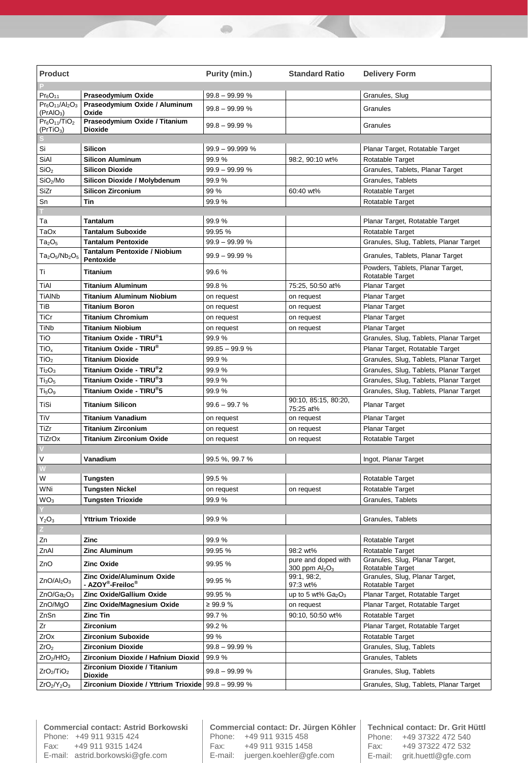| Product | | Purity (min.) | Standard Ratio | Delivery Form |
|---|---|---|---|---|
| P | | | | |
| $Pr_6O_{11}$ | **Praseodymium Oxide** | 99.8 – 99.99 % | | Granules, Slug |
| $Pr_6O_{11}/Al_2O_3$ ($PrAlO_3$) | **Praseodymium Oxide / Aluminum Oxide** | 99.8 – 99.99 % | | Granules |
| $Pr_6O_{11}/TiO_2$ ($PrTiO_3$) | **Praseodymium Oxide / Titanium Dioxide** | 99.8 – 99.99 % | | Granules |
| S | | | | |
| Si | **Silicon** | 99.9 – 99.999 % | | Planar Target, Rotatable Target |
| SiAl | **Silicon Aluminum** | 99.9 % | 98:2, 90:10 wt% | Rotatable Target |
| $SiO_2$ | **Silicon Dioxide** | 99.9 – 99.99 % | | Granules, Tablets, Planar Target |
| $SiO_2$/Mo | **Silicon Dioxide / Molybdenum** | 99.9 % | | Granules, Tablets |
| SiZr | **Silicon Zirconium** | 99 % | 60:40 wt% | Rotatable Target |
| Sn | **Tin** | 99.9 % | | Rotatable Target |
| T | | | | |
| Ta | **Tantalum** | 99.9 % | | Planar Target, Rotatable Target |
| TaOx | **Tantalum Suboxide** | 99.95 % | | Rotatable Target |
| $Ta_2O_5$ | **Tantalum Pentoxide** | 99.9 – 99.99 % | | Granules, Slug, Tablets, Planar Target |
| $Ta_2O_5/Nb_2O_5$ | **Tantalum Pentoxide / Niobium Pentoxide** | 99.9 – 99.99 % | | Granules, Tablets, Planar Target |
| Ti | **Titanium** | 99.6 % | | Powders, Tablets, Planar Target, Rotatable Target |
| TiAl | **Titanium Aluminum** | 99.8 % | 75:25, 50:50 at% | Planar Target |
| TiAlNb | **Titanium Aluminum Niobium** | on request | on request | Planar Target |
| TiB | **Titanium Boron** | on request | on request | Planar Target |
| TiCr | **Titanium Chromium** | on request | on request | Planar Target |
| TiNb | **Titanium Niobium** | on request | on request | Planar Target |
| TiO | **Titanium Oxide - TIRU®1** | 99.9 % | | Granules, Slug, Tablets, Planar Target |
| $TiO_x$ | **Titanium Oxide - TIRU®** | 99.85 – 99.9 % | | Planar Target, Rotatable Target |
| $TiO_2$ | **Titanium Dioxide** | 99.9 % | | Granules, Slug, Tablets, Planar Target |
| $Ti_2O_3$ | **Titanium Oxide - TIRU®2** | 99.9 % | | Granules, Slug, Tablets, Planar Target |
| $Ti_3O_5$ | **Titanium Oxide - TIRU®3** | 99.9 % | | Granules, Slug, Tablets, Planar Target |
| $Ti_5O_9$ | **Titanium Oxide - TIRU®5** | 99.9 % | | Granules, Slug, Tablets, Planar Target |
| TiSi | **Titanium Silicon** | 99.6 – 99.7 % | 90:10, 85:15, 80:20, 75:25 at% | Planar Target |
| TiV | **Titanium Vanadium** | on request | on request | Planar Target |
| TiZr | **Titanium Zirconium** | on request | on request | Planar Target |
| TiZrOx | **Titanium Zirconium Oxide** | on request | on request | Rotatable Target |
| V | | | | |
| V | **Vanadium** | 99.5 %, 99.7 % | | Ingot, Planar Target |
| W | | | | |
| W | **Tungsten** | 99.5 % | | Rotatable Target |
| WNi | **Tungsten Nickel** | on request | on request | Rotatable Target |
| $WO_3$ | **Tungsten Trioxide** | 99.9 % | | Granules, Tablets |
| Y | | | | |
| $Y_2O_3$ | **Yttrium Trioxide** | 99.9 % | | Granules, Tablets |
| Z | | | | |
| Zn | **Zinc** | 99.9 % | | Rotatable Target |
| ZnAl | **Zinc Aluminum** | 99.95 % | 98:2 wt% | Rotatable Target |
| ZnO | **Zinc Oxide** | 99.95 % | pure and doped with 300 ppm $Al_2O_3$ | Granules, Slug, Planar Target, Rotatable Target |
| $ZnO/Al_2O_3$ | **Zinc Oxide/Aluminum Oxide - AZOY®-Freiloc®** | 99.95 % | 99:1, 98:2, 97:3 wt% | Granules, Slug, Planar Target, Rotatable Target |
| $ZnO/Ga_2O_3$ | **Zinc Oxide/Gallium Oxide** | 99.95 % | up to 5 wt% $Ga_2O_3$ | Planar Target, Rotatable Target |
| ZnO/MgO | **Zinc Oxide/Magnesium Oxide** | ≥ 99.9 % | on request | Planar Target, Rotatable Target |
| ZnSn | **Zinc Tin** | 99.7 % | 90:10, 50:50 wt% | Rotatable Target |
| Zr | **Zirconium** | 99.2 % | | Planar Target, Rotatable Target |
| ZrOx | **Zirconium Suboxide** | 99 % | | Rotatable Target |
| $ZrO_2$ | **Zirconium Dioxide** | 99.8 – 99.99 % | | Granules, Slug, Tablets |
| $ZrO_2/HfO_2$ | **Zirconium Dioxide / Hafnium Dioxid** | 99.9 % | | Granules, Tablets |
| $ZrO_2/TiO_2$ | **Zirconium Dioxide / Titanium Dioxide** | 99.8 – 99.99 % | | Granules, Slug, Tablets |
| $ZrO_2/Y_2O_3$ | **Zirconium Dioxide / Yttrium Trioxide** | 99.8 – 99.99 % | | Granules, Slug, Tablets, Planar Target |

**Commercial contact: Astrid Borkowski**
Phone: +49 911 9315 424
Fax: +49 911 9315 1424
E-mail: astrid.borkowski@gfe.com

**Commercial contact: Dr. Jürgen Köhler**
Phone: +49 911 9315 458
Fax: +49 911 9315 1458
E-mail: juergen.koehler@gfe.com

**Technical contact: Dr. Grit Hüttl**
Phone: +49 37322 472 540
Fax: +49 37322 472 532
E-mail: grit.huettl@gfe.com